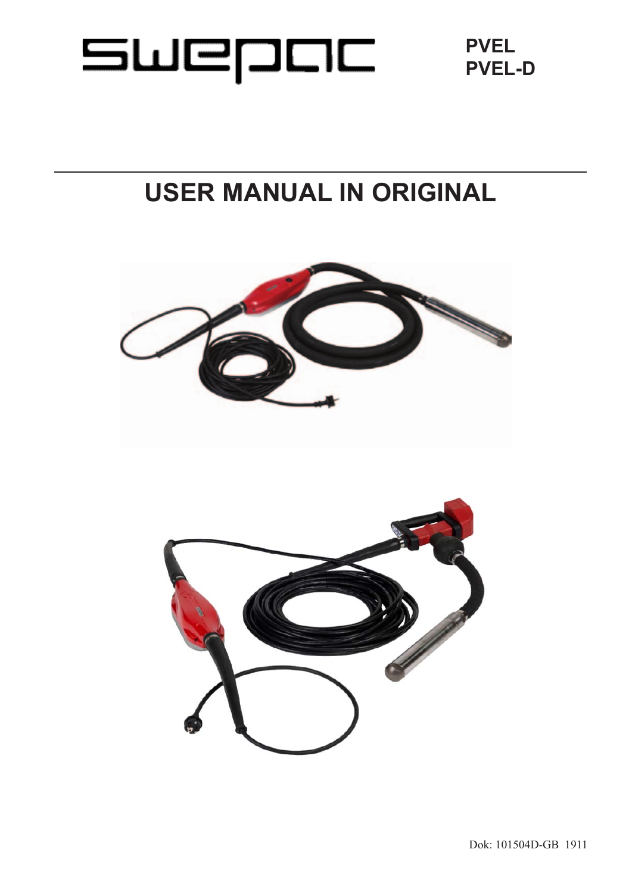SWEPAC

**PVEL**
**PVEL-D**

# USER MANUAL IN ORIGINAL

Dok: 101504D-GB 1911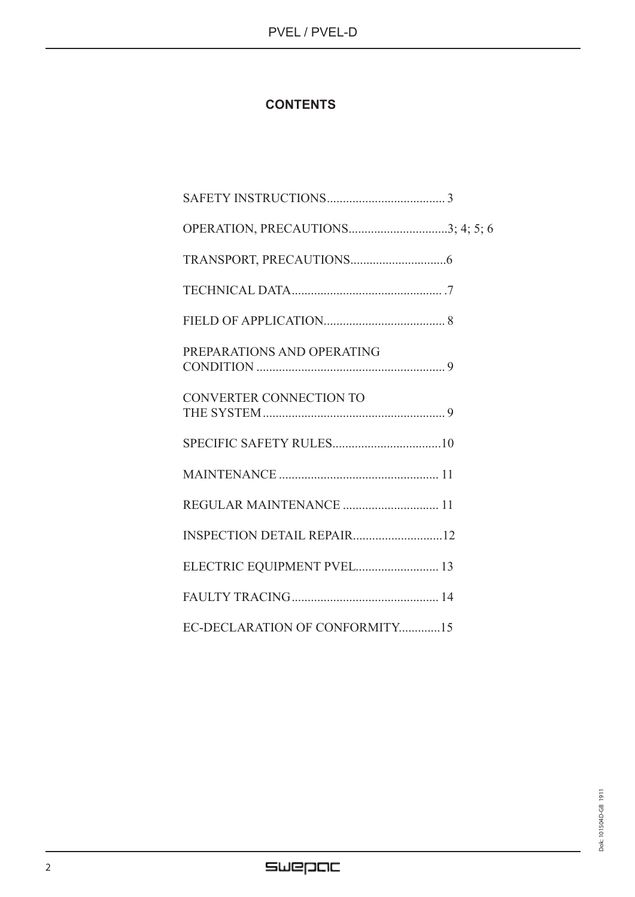# CONTENTS

SAFETY INSTRUCTIONS..................................... 3

OPERATION, PRECAUTIONS...............................3; 4; 5; 6

TRANSPORT, PRECAUTIONS..............................6

TECHNICAL DATA............................................... .7

FIELD OF APPLICATION...................................... 8

PREPARATIONS AND OPERATING CONDITION ........................................................... 9

CONVERTER CONNECTION TO THE SYSTEM......................................................... 9

SPECIFIC SAFETY RULES..................................10

MAINTENANCE .................................................. 11

REGULAR MAINTENANCE .............................. 11

INSPECTION DETAIL REPAIR............................12

ELECTRIC EQUIPMENT PVEL.......................... 13

FAULTY TRACING.............................................. 14

EC-DECLARATION OF CONFORMITY.............15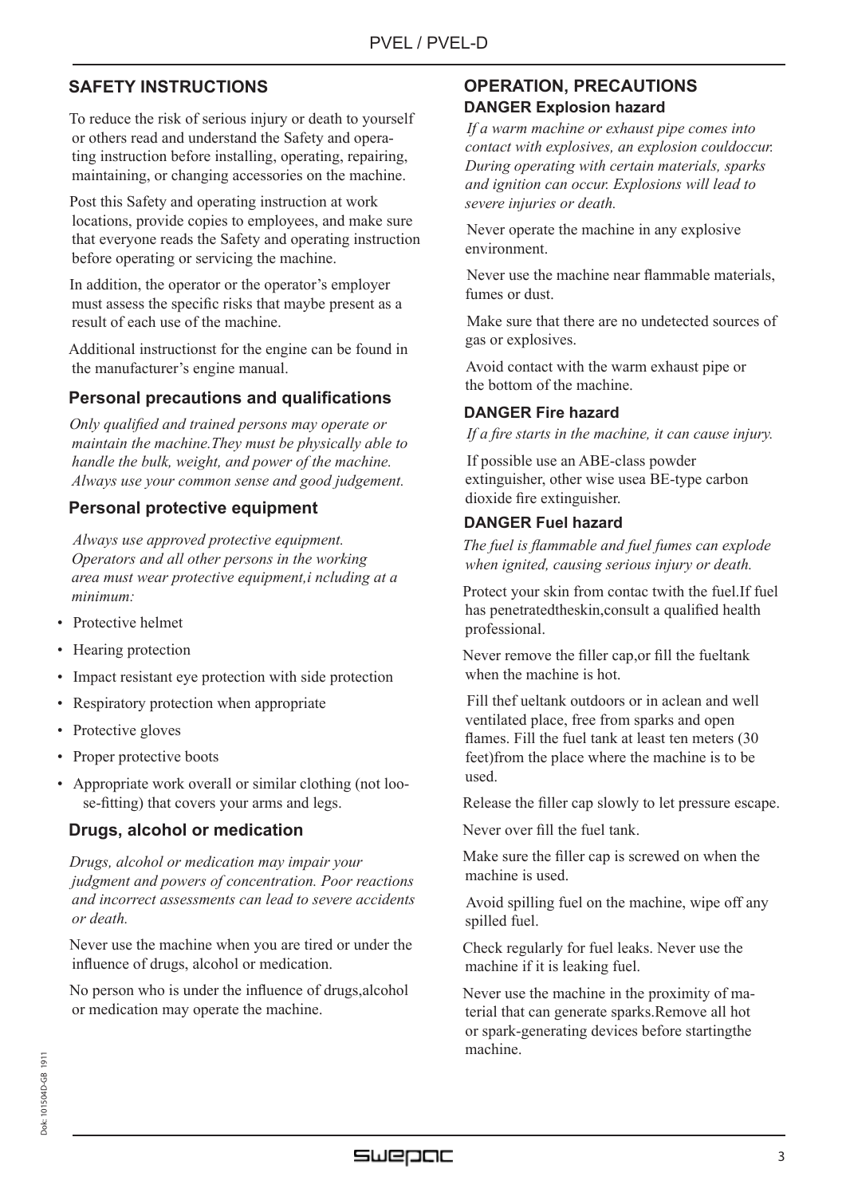## SAFETY INSTRUCTIONS

To reduce the risk of serious injury or death to yourself or others read and understand the Safety and operating instruction before installing, operating, repairing, maintaining, or changing accessories on the machine.

Post this Safety and operating instruction at work locations, provide copies to employees, and make sure that everyone reads the Safety and operating instruction before operating or servicing the machine.

In addition, the operator or the operator's employer must assess the specific risks that maybe present as a result of each use of the machine.

Additional instructionst for the engine can be found in the manufacturer's engine manual.

### Personal precautions and qualifications

*Only qualified and trained persons may operate or maintain the machine.They must be physically able to handle the bulk, weight, and power of the machine. Always use your common sense and good judgement.*

### Personal protective equipment

*Always use approved protective equipment. Operators and all other persons in the working area must wear protective equipment,i ncluding at a minimum:*

- Protective helmet
- Hearing protection
- Impact resistant eye protection with side protection
- Respiratory protection when appropriate
- Protective gloves
- Proper protective boots
- Appropriate work overall or similar clothing (not loose-fitting) that covers your arms and legs.

### Drugs, alcohol or medication

*Drugs, alcohol or medication may impair your judgment and powers of concentration. Poor reactions and incorrect assessments can lead to severe accidents or death.*

Never use the machine when you are tired or under the influence of drugs, alcohol or medication.

No person who is under the influence of drugs,alcohol or medication may operate the machine.

## OPERATION, PRECAUTIONS

### DANGER Explosion hazard

*If a warm machine or exhaust pipe comes into contact with explosives, an explosion couldoccur. During operating with certain materials, sparks and ignition can occur. Explosions will lead to severe injuries or death.*

Never operate the machine in any explosive environment.

Never use the machine near flammable materials, fumes or dust.

Make sure that there are no undetected sources of gas or explosives.

Avoid contact with the warm exhaust pipe or the bottom of the machine.

### DANGER Fire hazard

*If a fire starts in the machine, it can cause injury.*

If possible use an ABE-class powder extinguisher, other wise usea BE-type carbon dioxide fire extinguisher.

### DANGER Fuel hazard

*The fuel is flammable and fuel fumes can explode when ignited, causing serious injury or death.*

Protect your skin from contac twith the fuel.If fuel has penetratedtheskin,consult a qualified health professional.

Never remove the filler cap,or fill the fueltank when the machine is hot.

Fill thef ueltank outdoors or in aclean and well ventilated place, free from sparks and open flames. Fill the fuel tank at least ten meters (30 feet)from the place where the machine is to be used.

Release the filler cap slowly to let pressure escape.

Never over fill the fuel tank.

Make sure the filler cap is screwed on when the machine is used.

Avoid spilling fuel on the machine, wipe off any spilled fuel.

Check regularly for fuel leaks. Never use the machine if it is leaking fuel.

Never use the machine in the proximity of material that can generate sparks.Remove all hot or spark-generating devices before startingthe machine.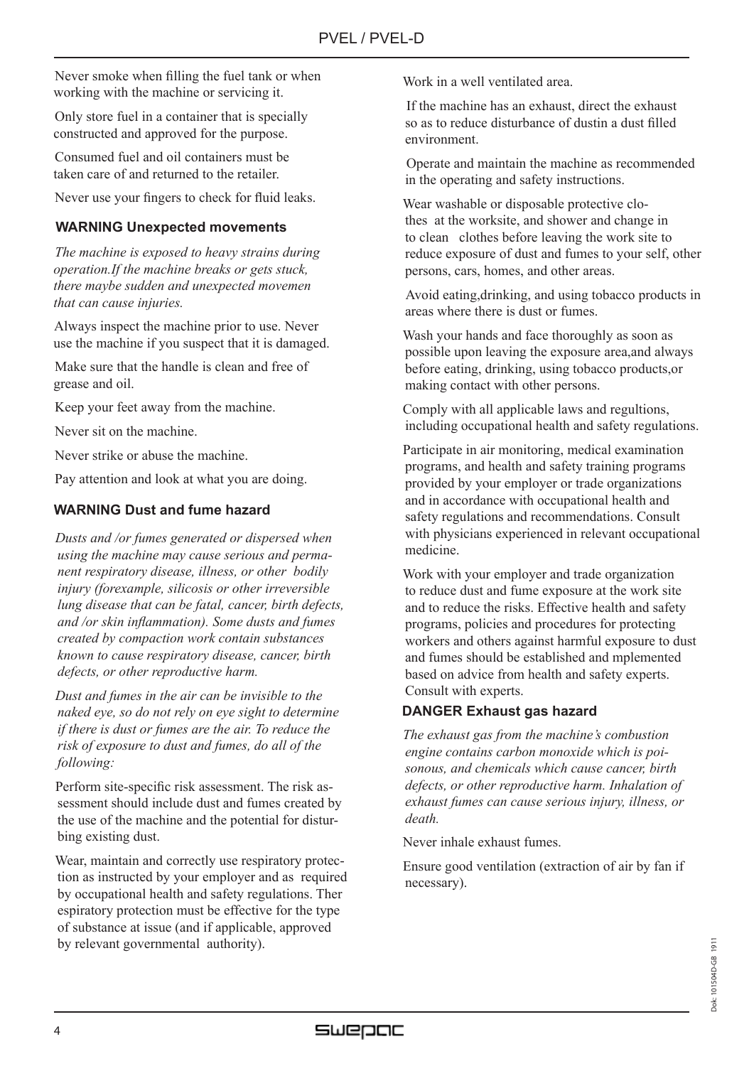Never smoke when filling the fuel tank or when working with the machine or servicing it.

Only store fuel in a container that is specially constructed and approved for the purpose.

Consumed fuel and oil containers must be taken care of and returned to the retailer.

Never use your fingers to check for fluid leaks.

### WARNING Unexpected movements

*The machine is exposed to heavy strains during operation.If the machine breaks or gets stuck, there maybe sudden and unexpected movemen that can cause injuries.*

Always inspect the machine prior to use. Never use the machine if you suspect that it is damaged.

Make sure that the handle is clean and free of grease and oil.

Keep your feet away from the machine.

Never sit on the machine.

Never strike or abuse the machine.

Pay attention and look at what you are doing.

### WARNING Dust and fume hazard

*Dusts and /or fumes generated or dispersed when using the machine may cause serious and permanent respiratory disease, illness, or other bodily injury (forexample, silicosis or other irreversible lung disease that can be fatal, cancer, birth defects, and /or skin inflammation). Some dusts and fumes created by compaction work contain substances known to cause respiratory disease, cancer, birth defects, or other reproductive harm.*

*Dust and fumes in the air can be invisible to the naked eye, so do not rely on eye sight to determine if there is dust or fumes are the air. To reduce the risk of exposure to dust and fumes, do all of the following:*

Perform site-specific risk assessment. The risk assessment should include dust and fumes created by the use of the machine and the potential for disturbing existing dust.

Wear, maintain and correctly use respiratory protection as instructed by your employer and as required by occupational health and safety regulations. Ther espiratory protection must be effective for the type of substance at issue (and if applicable, approved by relevant governmental authority).

Work in a well ventilated area.

If the machine has an exhaust, direct the exhaust so as to reduce disturbance of dustin a dust filled environment.

Operate and maintain the machine as recommended in the operating and safety instructions.

Wear washable or disposable protective clothes at the worksite, and shower and change in to clean clothes before leaving the work site to reduce exposure of dust and fumes to your self, other persons, cars, homes, and other areas.

Avoid eating,drinking, and using tobacco products in areas where there is dust or fumes.

Wash your hands and face thoroughly as soon as possible upon leaving the exposure area,and always before eating, drinking, using tobacco products,or making contact with other persons.

Comply with all applicable laws and regultions, including occupational health and safety regulations.

Participate in air monitoring, medical examination programs, and health and safety training programs provided by your employer or trade organizations and in accordance with occupational health and safety regulations and recommendations. Consult with physicians experienced in relevant occupational medicine.

Work with your employer and trade organization to reduce dust and fume exposure at the work site and to reduce the risks. Effective health and safety programs, policies and procedures for protecting workers and others against harmful exposure to dust and fumes should be established and mplemented based on advice from health and safety experts. Consult with experts.

### DANGER Exhaust gas hazard

*The exhaust gas from the machine's combustion engine contains carbon monoxide which is poisonous, and chemicals which cause cancer, birth defects, or other reproductive harm. Inhalation of exhaust fumes can cause serious injury, illness, or death.*

Never inhale exhaust fumes.

Ensure good ventilation (extraction of air by fan if necessary).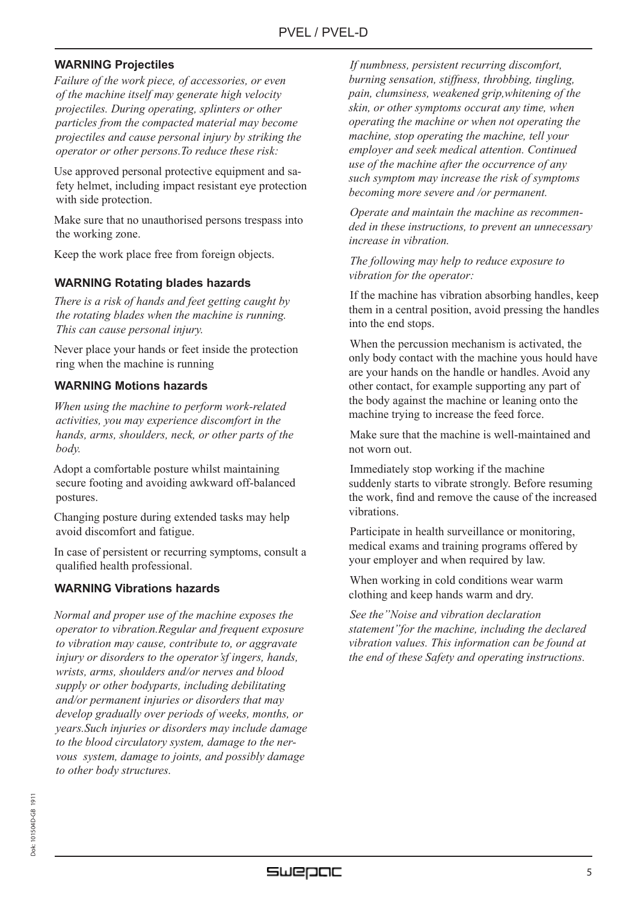### WARNING Projectiles

*Failure of the work piece, of accessories, or even of the machine itself may generate high velocity projectiles. During operating, splinters or other particles from the compacted material may become projectiles and cause personal injury by striking the operator or other persons.To reduce these risk:*

Use approved personal protective equipment and safety helmet, including impact resistant eye protection with side protection.

Make sure that no unauthorised persons trespass into the working zone.

Keep the work place free from foreign objects.

### WARNING Rotating blades hazards

*There is a risk of hands and feet getting caught by the rotating blades when the machine is running. This can cause personal injury.*

Never place your hands or feet inside the protection ring when the machine is running

### WARNING Motions hazards

*When using the machine to perform work-related activities, you may experience discomfort in the hands, arms, shoulders, neck, or other parts of the body.*

Adopt a comfortable posture whilst maintaining secure footing and avoiding awkward off-balanced postures.

Changing posture during extended tasks may help avoid discomfort and fatigue.

In case of persistent or recurring symptoms, consult a qualified health professional.

### WARNING Vibrations hazards

*Normal and proper use of the machine exposes the operator to vibration.Regular and frequent exposure to vibration may cause, contribute to, or aggravate injury or disorders to the operator'sf ingers, hands, wrists, arms, shoulders and/or nerves and blood supply or other bodyparts, including debilitating and/or permanent injuries or disorders that may develop gradually over periods of weeks, months, or years.Such injuries or disorders may include damage to the blood circulatory system, damage to the nervous system, damage to joints, and possibly damage to other body structures.*

*If numbness, persistent recurring discomfort, burning sensation, stiffness, throbbing, tingling, pain, clumsiness, weakened grip,whitening of the skin, or other symptoms occurat any time, when operating the machine or when not operating the machine, stop operating the machine, tell your employer and seek medical attention. Continued use of the machine after the occurrence of any such symptom may increase the risk of symptoms becoming more severe and /or permanent.*

*Operate and maintain the machine as recommended in these instructions, to prevent an unnecessary increase in vibration.*

*The following may help to reduce exposure to vibration for the operator:*

If the machine has vibration absorbing handles, keep them in a central position, avoid pressing the handles into the end stops.

When the percussion mechanism is activated, the only body contact with the machine yous hould have are your hands on the handle or handles. Avoid any other contact, for example supporting any part of the body against the machine or leaning onto the machine trying to increase the feed force.

Make sure that the machine is well-maintained and not worn out.

Immediately stop working if the machine suddenly starts to vibrate strongly. Before resuming the work, find and remove the cause of the increased vibrations.

Participate in health surveillance or monitoring, medical exams and training programs offered by your employer and when required by law.

When working in cold conditions wear warm clothing and keep hands warm and dry.

*See the"Noise and vibration declaration statement"for the machine, including the declared vibration values. This information can be found at the end of these Safety and operating instructions.*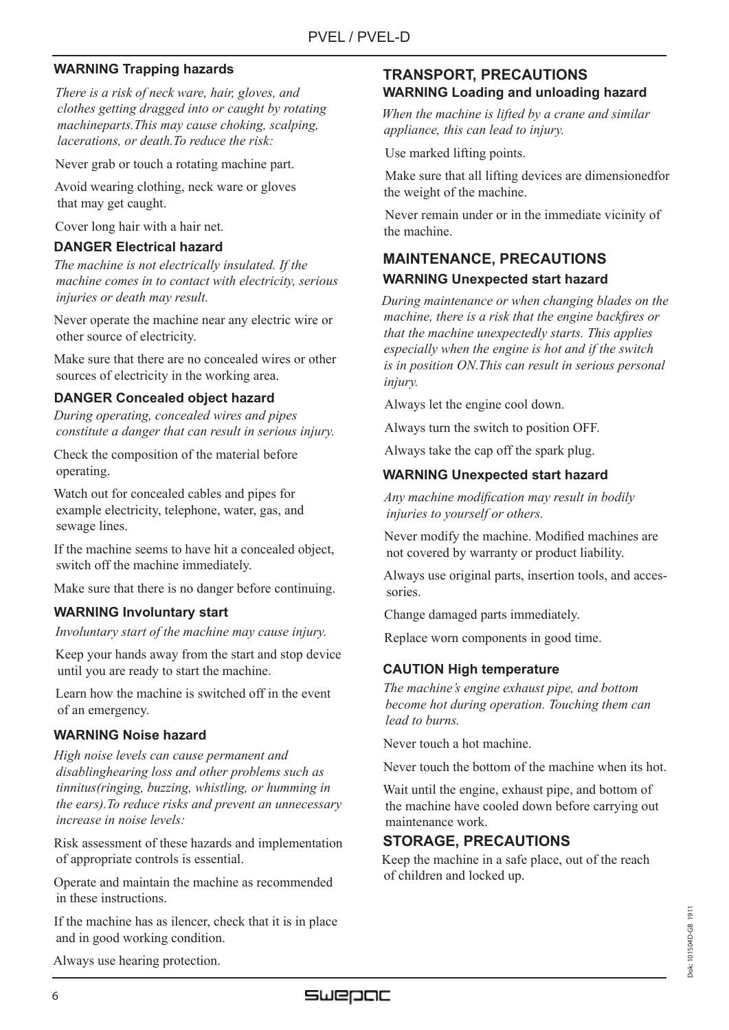#### WARNING Trapping hazards

*There is a risk of neck ware, hair, gloves, and clothes getting dragged into or caught by rotating machineparts.This may cause choking, scalping, lacerations, or death.To reduce the risk:*

Never grab or touch a rotating machine part.

Avoid wearing clothing, neck ware or gloves that may get caught.

Cover long hair with a hair net.

#### DANGER Electrical hazard

*The machine is not electrically insulated. If the machine comes in to contact with electricity, serious injuries or death may result.*

Never operate the machine near any electric wire or other source of electricity.

Make sure that there are no concealed wires or other sources of electricity in the working area.

#### DANGER Concealed object hazard

*During operating, concealed wires and pipes constitute a danger that can result in serious injury.*

Check the composition of the material before operating.

Watch out for concealed cables and pipes for example electricity, telephone, water, gas, and sewage lines.

If the machine seems to have hit a concealed object, switch off the machine immediately.

Make sure that there is no danger before continuing.

#### WARNING Involuntary start

*Involuntary start of the machine may cause injury.*

Keep your hands away from the start and stop device until you are ready to start the machine.

Learn how the machine is switched off in the event of an emergency.

#### WARNING Noise hazard

*High noise levels can cause permanent and disablinghearing loss and other problems such as tinnitus(ringing, buzzing, whistling, or humming in the ears).To reduce risks and prevent an unnecessary increase in noise levels:*

Risk assessment of these hazards and implementation of appropriate controls is essential.

Operate and maintain the machine as recommended in these instructions.

If the machine has as ilencer, check that it is in place and in good working condition.

Always use hearing protection.

### TRANSPORT, PRECAUTIONS

#### WARNING Loading and unloading hazard

*When the machine is lifted by a crane and similar appliance, this can lead to injury.*

Use marked lifting points.

Make sure that all lifting devices are dimensionedfor the weight of the machine.

Never remain under or in the immediate vicinity of the machine.

### MAINTENANCE, PRECAUTIONS

#### WARNING Unexpected start hazard

*During maintenance or when changing blades on the machine, there is a risk that the engine backfires or that the machine unexpectedly starts. This applies especially when the engine is hot and if the switch is in position ON.This can result in serious personal injury.*

Always let the engine cool down.

Always turn the switch to position OFF.

Always take the cap off the spark plug.

#### WARNING Unexpected start hazard

*Any machine modification may result in bodily injuries to yourself or others.*

Never modify the machine. Modified machines are not covered by warranty or product liability.

Always use original parts, insertion tools, and accessories.

Change damaged parts immediately.

Replace worn components in good time.

#### CAUTION High temperature

*The machine's engine exhaust pipe, and bottom become hot during operation. Touching them can lead to burns.*

Never touch a hot machine.

Never touch the bottom of the machine when its hot.

Wait until the engine, exhaust pipe, and bottom of the machine have cooled down before carrying out maintenance work.

### STORAGE, PRECAUTIONS

Keep the machine in a safe place, out of the reach of children and locked up.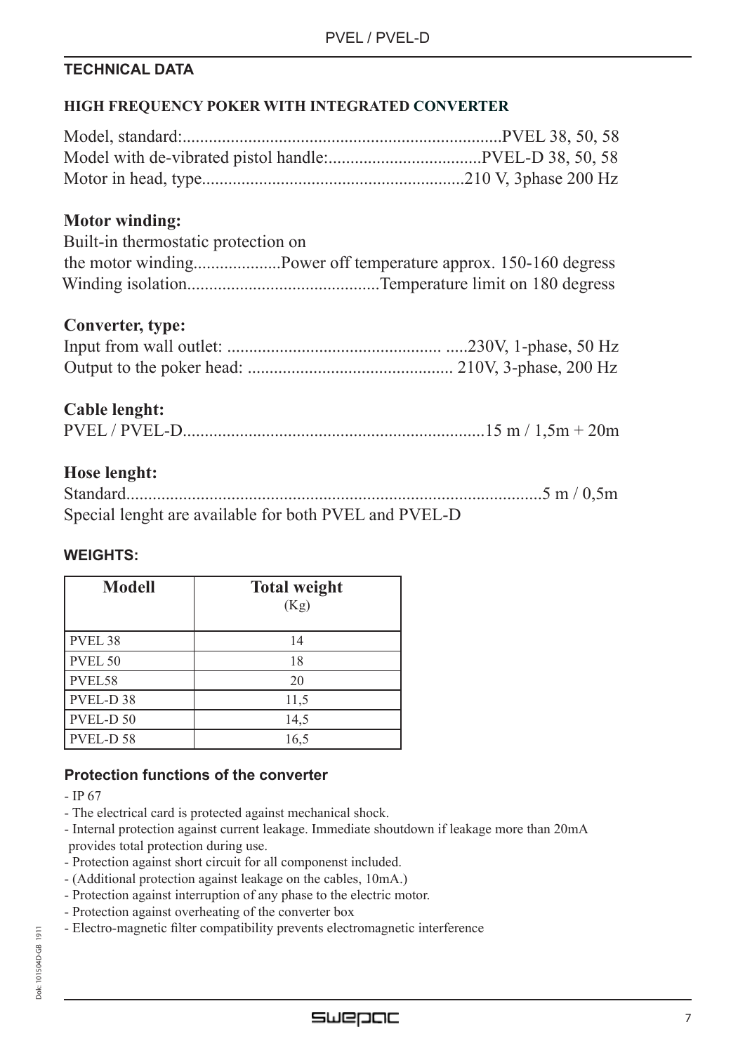## TECHNICAL DATA

### HIGH FREQUENCY POKER WITH INTEGRATED CONVERTER

Model, standard:.........................................................................PVEL 38, 50, 58
Model with de-vibrated pistol handle:...................................PVEL-D 38, 50, 58
Motor in head, type............................................................210 V, 3phase 200 Hz

**Motor winding:**
Built-in thermostatic protection on
the motor winding....................Power off temperature approx. 150-160 degress
Winding isolation............................................Temperature limit on 180 degress

**Converter, type:**
Input from wall outlet: ................................................. .....230V, 1-phase, 50 Hz
Output to the poker head: .............................................. 210V, 3-phase, 200 Hz

**Cable lenght:**
PVEL / PVEL-D....................................................................15 m / 1,5m + 20m

**Hose lenght:**
Standard...............................................................................................5 m / 0,5m
Special lenght are available for both PVEL and PVEL-D

### WEIGHTS:

| Modell | Total weight (Kg) |
|---|---|
| PVEL 38 | 14 |
| PVEL 50 | 18 |
| PVEL58 | 20 |
| PVEL-D 38 | 11,5 |
| PVEL-D 50 | 14,5 |
| PVEL-D 58 | 16,5 |

### Protection functions of the converter

- IP 67
- The electrical card is protected against mechanical shock.
- Internal protection against current leakage. Immediate shoutdown if leakage more than 20mA provides total protection during use.
- Protection against short circuit for all componenst included.
- (Additional protection against leakage on the cables, 10mA.)
- Protection against interruption of any phase to the electric motor.
- Protection against overheating of the converter box
- Electro-magnetic filter compatibility prevents electromagnetic interference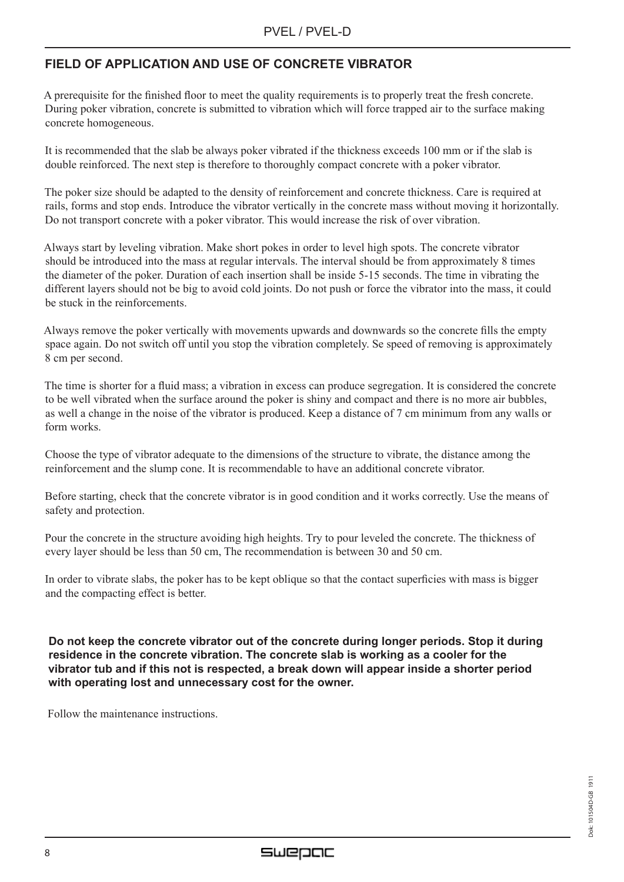## FIELD OF APPLICATION AND USE OF CONCRETE VIBRATOR

A prerequisite for the finished floor to meet the quality requirements is to properly treat the fresh concrete. During poker vibration, concrete is submitted to vibration which will force trapped air to the surface making concrete homogeneous.

It is recommended that the slab be always poker vibrated if the thickness exceeds 100 mm or if the slab is double reinforced. The next step is therefore to thoroughly compact concrete with a poker vibrator.

The poker size should be adapted to the density of reinforcement and concrete thickness. Care is required at rails, forms and stop ends. Introduce the vibrator vertically in the concrete mass without moving it horizontally. Do not transport concrete with a poker vibrator. This would increase the risk of over vibration.

Always start by leveling vibration. Make short pokes in order to level high spots. The concrete vibrator should be introduced into the mass at regular intervals. The interval should be from approximately 8 times the diameter of the poker. Duration of each insertion shall be inside 5-15 seconds. The time in vibrating the different layers should not be big to avoid cold joints. Do not push or force the vibrator into the mass, it could be stuck in the reinforcements.

Always remove the poker vertically with movements upwards and downwards so the concrete fills the empty space again. Do not switch off until you stop the vibration completely. Se speed of removing is approximately 8 cm per second.

The time is shorter for a fluid mass; a vibration in excess can produce segregation. It is considered the concrete to be well vibrated when the surface around the poker is shiny and compact and there is no more air bubbles, as well a change in the noise of the vibrator is produced. Keep a distance of 7 cm minimum from any walls or form works.

Choose the type of vibrator adequate to the dimensions of the structure to vibrate, the distance among the reinforcement and the slump cone. It is recommendable to have an additional concrete vibrator.

Before starting, check that the concrete vibrator is in good condition and it works correctly. Use the means of safety and protection.

Pour the concrete in the structure avoiding high heights. Try to pour leveled the concrete. The thickness of every layer should be less than 50 cm, The recommendation is between 30 and 50 cm.

In order to vibrate slabs, the poker has to be kept oblique so that the contact superficies with mass is bigger and the compacting effect is better.

**Do not keep the concrete vibrator out of the concrete during longer periods. Stop it during residence in the concrete vibration. The concrete slab is working as a cooler for the vibrator tub and if this not is respected, a break down will appear inside a shorter period with operating lost and unnecessary cost for the owner.**

Follow the maintenance instructions.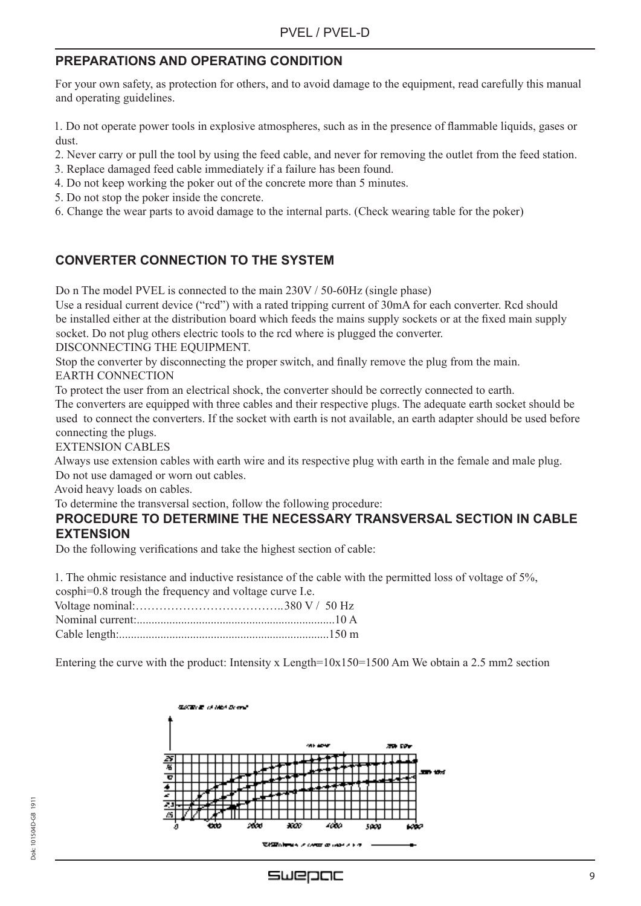## PREPARATIONS AND OPERATING CONDITION

For your own safety, as protection for others, and to avoid damage to the equipment, read carefully this manual and operating guidelines.

1. Do not operate power tools in explosive atmospheres, such as in the presence of flammable liquids, gases or dust.
2. Never carry or pull the tool by using the feed cable, and never for removing the outlet from the feed station.
3. Replace damaged feed cable immediately if a failure has been found.
4. Do not keep working the poker out of the concrete more than 5 minutes.
5. Do not stop the poker inside the concrete.
6. Change the wear parts to avoid damage to the internal parts. (Check wearing table for the poker)

## CONVERTER CONNECTION TO THE SYSTEM

Do n The model PVEL is connected to the main 230V / 50-60Hz (single phase)
Use a residual current device ("rcd") with a rated tripping current of 30mA for each converter. Rcd should be installed either at the distribution board which feeds the mains supply sockets or at the fixed main supply socket. Do not plug others electric tools to the rcd where is plugged the converter.

DISCONNECTING THE EQUIPMENT.
Stop the converter by disconnecting the proper switch, and finally remove the plug from the main.

EARTH CONNECTION
To protect the user from an electrical shock, the converter should be correctly connected to earth.
The converters are equipped with three cables and their respective plugs. The adequate earth socket should be used to connect the converters. If the socket with earth is not available, an earth adapter should be used before connecting the plugs.

EXTENSION CABLES
Always use extension cables with earth wire and its respective plug with earth in the female and male plug.
Do not use damaged or worn out cables.
Avoid heavy loads on cables.
To determine the transversal section, follow the following procedure:

## PROCEDURE TO DETERMINE THE NECESSARY TRANSVERSAL SECTION IN CABLE EXTENSION

Do the following verifications and take the highest section of cable:

1. The ohmic resistance and inductive resistance of the cable with the permitted loss of voltage of 5%, cosphi=0.8 trough the frequency and voltage curve I.e.

Voltage nominal:………………………………..380 V / 50 Hz
Nominal current:...................................................................10 A
Cable length:.......................................................................150 m

Entering the curve with the product: Intensity x Length=10x150=1500 Am We obtain a 2.5 mm2 section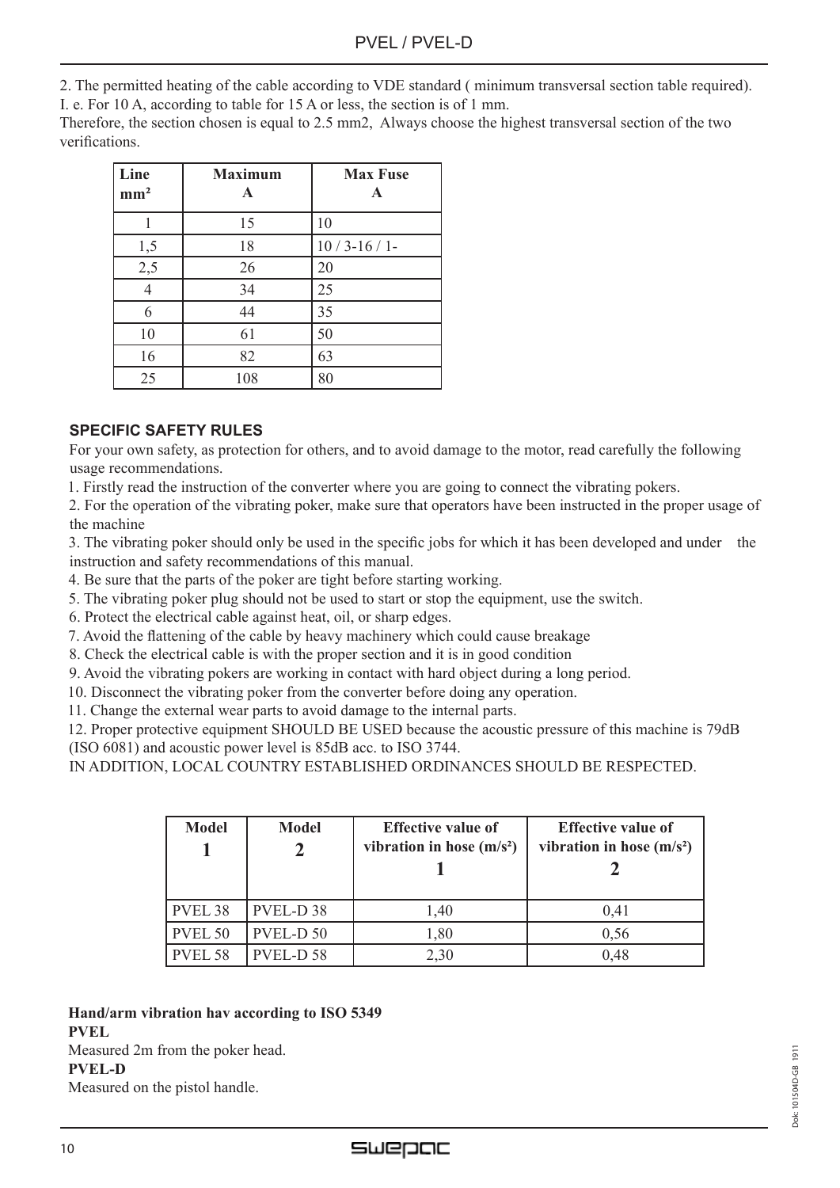2. The permitted heating of the cable according to VDE standard ( minimum transversal section table required). I. e. For 10 A, according to table for 15 A or less, the section is of 1 mm.
Therefore, the section chosen is equal to 2.5 mm2, Always choose the highest transversal section of the two verifications.

| Line $mm^2$ | Maximum A | Max Fuse A |
|---|---|---|
| 1 | 15 | 10 |
| 1,5 | 18 | 10 / 3-16 / 1- |
| 2,5 | 26 | 20 |
| 4 | 34 | 25 |
| 6 | 44 | 35 |
| 10 | 61 | 50 |
| 16 | 82 | 63 |
| 25 | 108 | 80 |

### SPECIFIC SAFETY RULES

For your own safety, as protection for others, and to avoid damage to the motor, read carefully the following usage recommendations.

1. Firstly read the instruction of the converter where you are going to connect the vibrating pokers.
2. For the operation of the vibrating poker, make sure that operators have been instructed in the proper usage of the machine
3. The vibrating poker should only be used in the specific jobs for which it has been developed and under the instruction and safety recommendations of this manual.
4. Be sure that the parts of the poker are tight before starting working.
5. The vibrating poker plug should not be used to start or stop the equipment, use the switch.
6. Protect the electrical cable against heat, oil, or sharp edges.
7. Avoid the flattening of the cable by heavy machinery which could cause breakage
8. Check the electrical cable is with the proper section and it is in good condition
9. Avoid the vibrating pokers are working in contact with hard object during a long period.
10. Disconnect the vibrating poker from the converter before doing any operation.
11. Change the external wear parts to avoid damage to the internal parts.
12. Proper protective equipment SHOULD BE USED because the acoustic pressure of this machine is 79dB (ISO 6081) and acoustic power level is 85dB acc. to ISO 3744.

IN ADDITION, LOCAL COUNTRY ESTABLISHED ORDINANCES SHOULD BE RESPECTED.

| Model 1 | Model 2 | Effective value of vibration in hose ($m/s^2$) 1 | Effective value of vibration in hose ($m/s^2$) 2 |
|---|---|---|---|
| PVEL 38 | PVEL-D 38 | 1,40 | 0,41 |
| PVEL 50 | PVEL-D 50 | 1,80 | 0,56 |
| PVEL 58 | PVEL-D 58 | 2,30 | 0,48 |

**Hand/arm vibration hav according to ISO 5349**

**PVEL**

Measured 2m from the poker head.

**PVEL-D**

Measured on the pistol handle.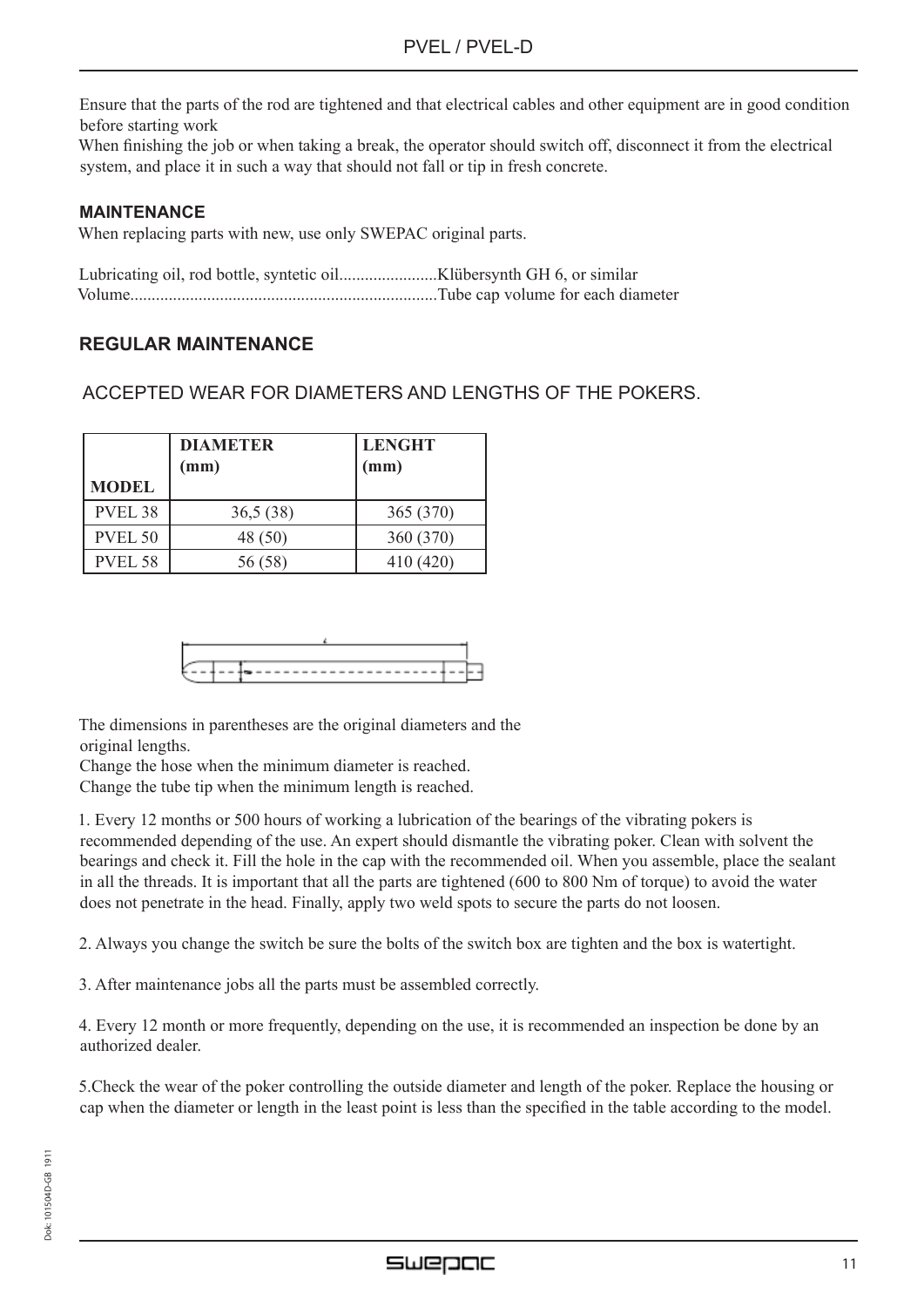Ensure that the parts of the rod are tightened and that electrical cables and other equipment are in good condition before starting work

When finishing the job or when taking a break, the operator should switch off, disconnect it from the electrical system, and place it in such a way that should not fall or tip in fresh concrete.

### MAINTENANCE

When replacing parts with new, use only SWEPAC original parts.

Lubricating oil, rod bottle, syntetic oil.......................Klübersynth GH 6, or similar
Volume.......................................................................Tube cap volume for each diameter

## REGULAR MAINTENANCE

ACCEPTED WEAR FOR DIAMETERS AND LENGTHS OF THE POKERS.

| MODEL | DIAMETER (mm) | LENGHT (mm) |
|---|---|---|
| PVEL 38 | 36,5 (38) | 365 (370) |
| PVEL 50 | 48 (50) | 360 (370) |
| PVEL 58 | 56 (58) | 410 (420) |

The dimensions in parentheses are the original diameters and the original lengths.
Change the hose when the minimum diameter is reached.
Change the tube tip when the minimum length is reached.

1. Every 12 months or 500 hours of working a lubrication of the bearings of the vibrating pokers is recommended depending of the use. An expert should dismantle the vibrating poker. Clean with solvent the bearings and check it. Fill the hole in the cap with the recommended oil. When you assemble, place the sealant in all the threads. It is important that all the parts are tightened (600 to 800 Nm of torque) to avoid the water does not penetrate in the head. Finally, apply two weld spots to secure the parts do not loosen.

2. Always you change the switch be sure the bolts of the switch box are tighten and the box is watertight.

3. After maintenance jobs all the parts must be assembled correctly.

4. Every 12 month or more frequently, depending on the use, it is recommended an inspection be done by an authorized dealer.

5.Check the wear of the poker controlling the outside diameter and length of the poker. Replace the housing or cap when the diameter or length in the least point is less than the specified in the table according to the model.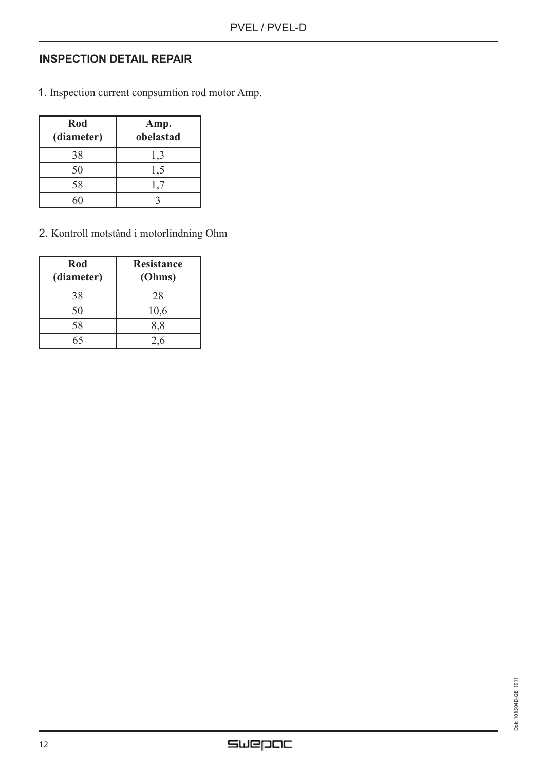## INSPECTION DETAIL REPAIR

1. Inspection current conpsumtion rod motor Amp.

| Rod (diameter) | Amp. obelastad |
|---|---|
| 38 | 1,3 |
| 50 | 1,5 |
| 58 | 1,7 |
| 60 | 3 |

2. Kontroll motstånd i motorlindning Ohm

| Rod (diameter) | Resistance (Ohms) |
|---|---|
| 38 | 28 |
| 50 | 10,6 |
| 58 | 8,8 |
| 65 | 2,6 |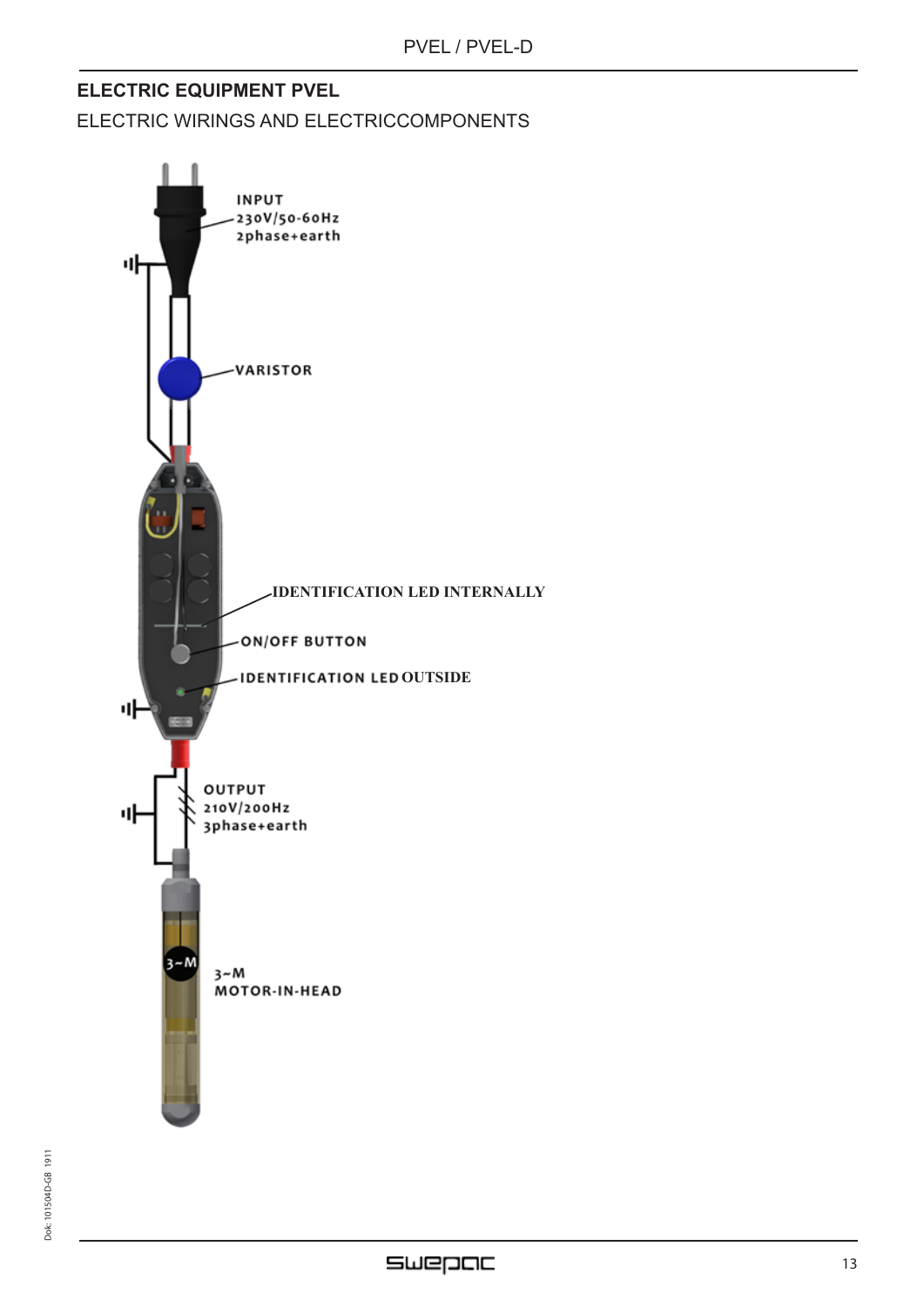## ELECTRIC EQUIPMENT PVEL

ELECTRIC WIRINGS AND ELECTRICCOMPONENTS

INPUT
230V/50-60Hz
2phase+earth

VARISTOR

IDENTIFICATION LED INTERNALLY

ON/OFF BUTTON

IDENTIFICATION LED OUTSIDE

OUTPUT
210V/200Hz
3phase+earth

3~M

3~M
MOTOR-IN-HEAD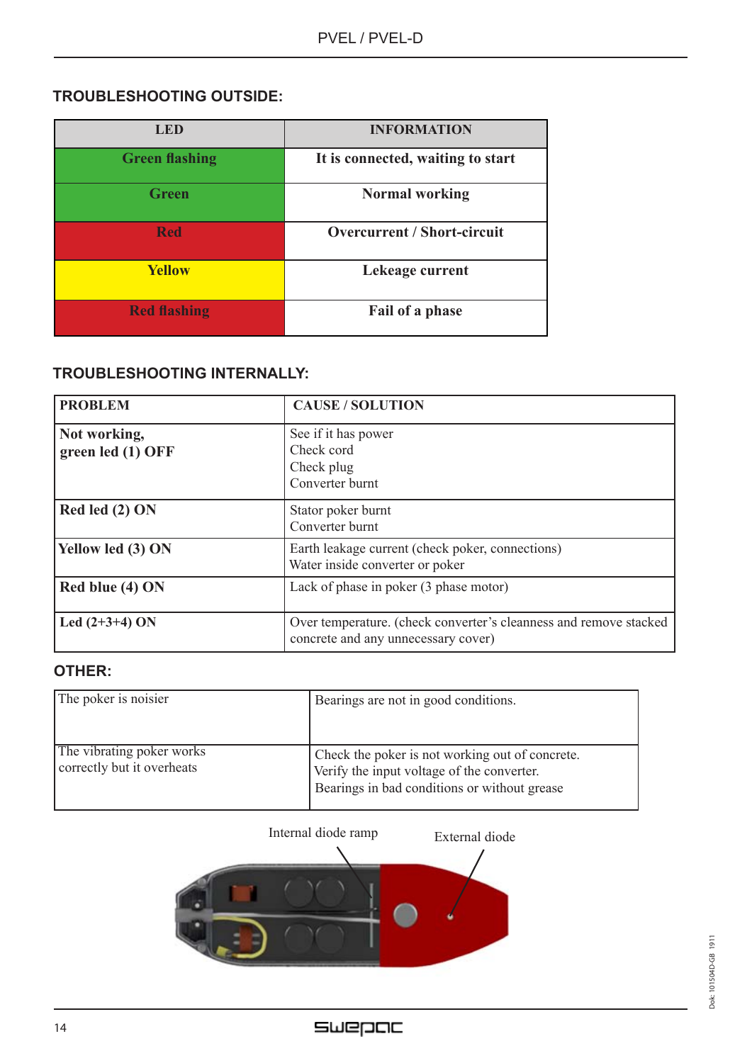## TROUBLESHOOTING OUTSIDE:

| LED | INFORMATION |
|---|---|
| **Green flashing** | **It is connected, waiting to start** |
| **Green** | **Normal working** |
| **Red** | **Overcurrent / Short-circuit** |
| **Yellow** | **Lekeage current** |
| **Red flashing** | **Fail of a phase** |

## TROUBLESHOOTING INTERNALLY:

| PROBLEM | CAUSE / SOLUTION |
|---|---|
| **Not working, green led (1) OFF** | See if it has power<br>Check cord<br>Check plug<br>Converter burnt |
| **Red led (2) ON** | Stator poker burnt<br>Converter burnt |
| **Yellow led (3) ON** | Earth leakage current (check poker, connections)<br>Water inside converter or poker |
| **Red blue (4) ON** | Lack of phase in poker (3 phase motor) |
| **Led (2+3+4) ON** | Over temperature. (check converter's cleanness and remove stacked concrete and any unnecessary cover) |

## OTHER:

| | |
|---|---|
| The poker is noisier | Bearings are not in good conditions. |
| The vibrating poker works correctly but it overheats | Check the poker is not working out of concrete.<br>Verify the input voltage of the converter.<br>Bearings in bad conditions or without grease |

Internal diode ramp

External diode

Dok: 101504D-GB 1911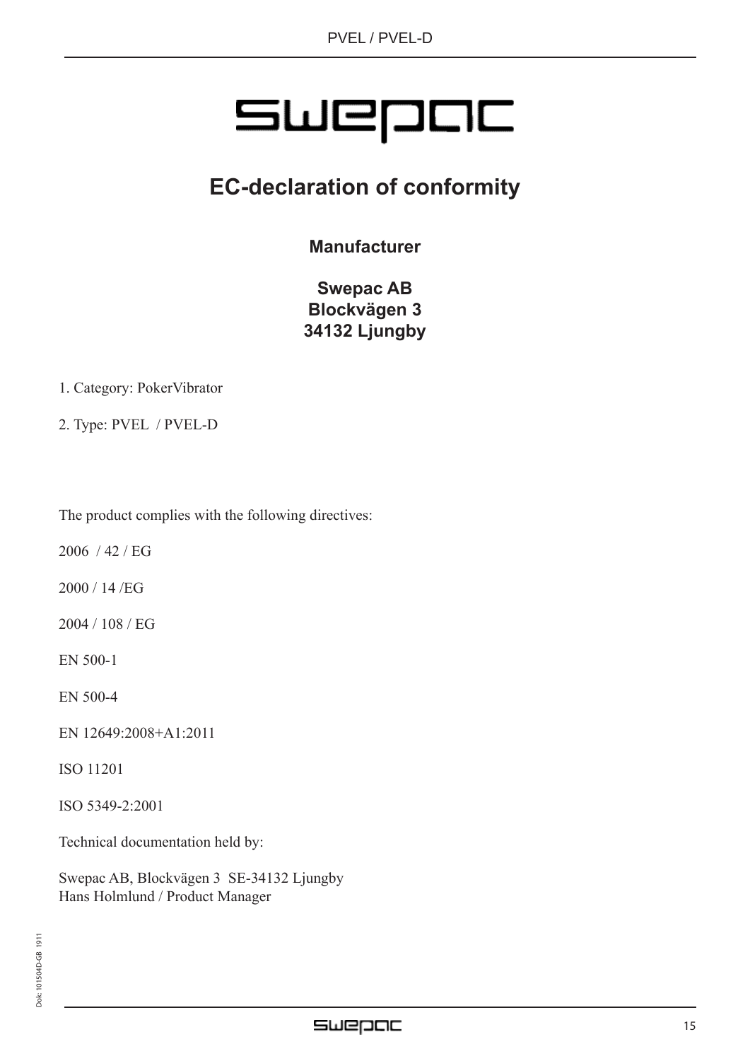# EC-declaration of conformity

**Manufacturer**

**Swepac AB**
**Blockvägen 3**
**34132 Ljungby**

1. Category: PokerVibrator

2. Type: PVEL / PVEL-D

The product complies with the following directives:

2006 / 42 / EG

2000 / 14 /EG

2004 / 108 / EG

EN 500-1

EN 500-4

EN 12649:2008+A1:2011

ISO 11201

ISO 5349-2:2001

Technical documentation held by:

Swepac AB, Blockvägen 3 SE-34132 Ljungby
Hans Holmlund / Product Manager

Dok: 101504D-GB 1911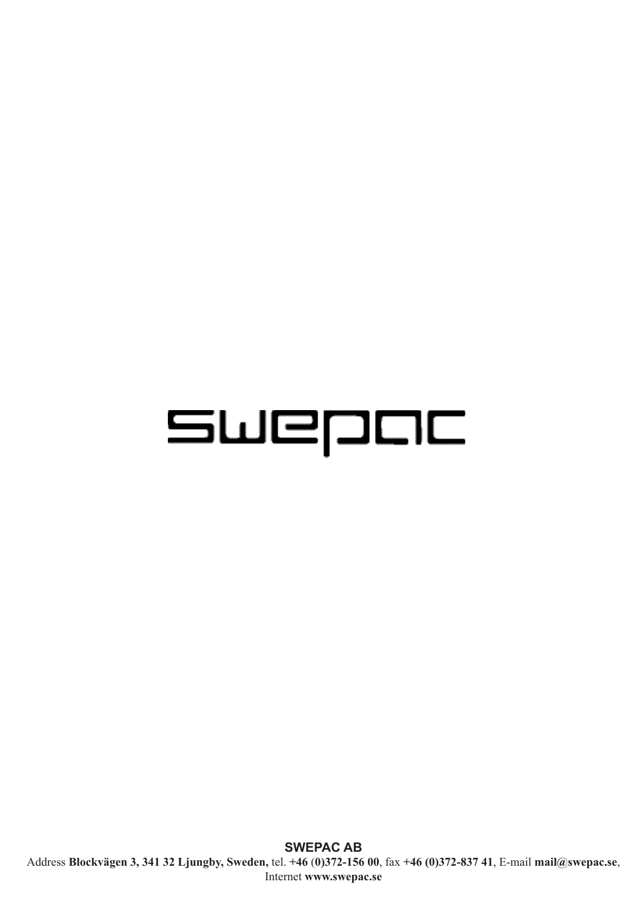swepac

**SWEPAC AB**

Address **Blockvägen 3, 341 32 Ljungby, Sweden,** tel. **+46 (0)372-156 00**, fax **+46 (0)372-837 41**, E-mail **mail@swepac.se**, Internet **www.swepac.se**